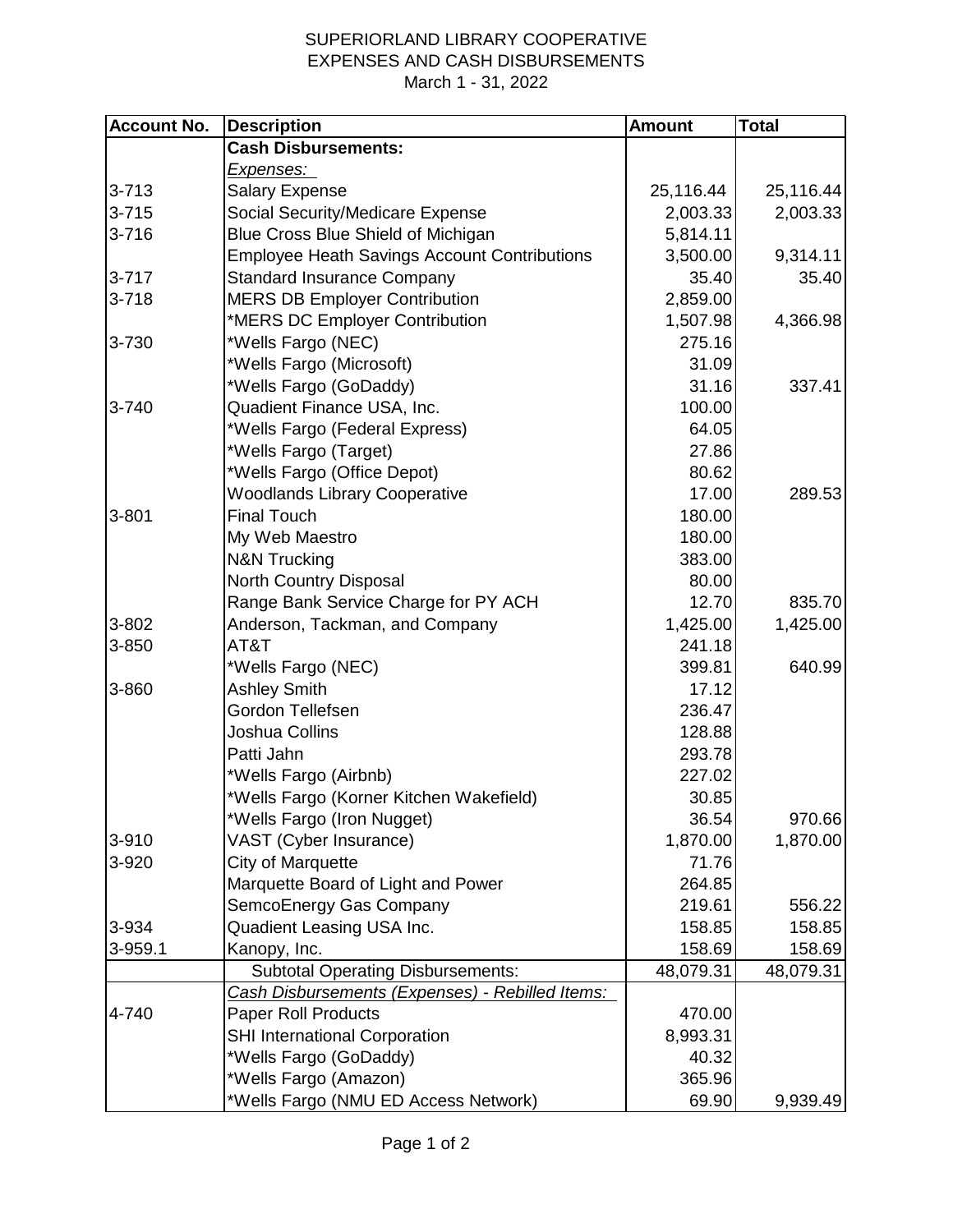# SUPERIORLAND LIBRARY COOPERATIVE
## EXPENSES AND CASH DISBURSEMENTS
### March 1 - 31, 2022

| Account No. | Description | Amount | Total |
|---|---|---|---|
| | **Cash Disbursements:** | | |
| | *Expenses:* | | |
| 3-713 | Salary Expense | 25,116.44 | 25,116.44 |
| 3-715 | Social Security/Medicare Expense | 2,003.33 | 2,003.33 |
| 3-716 | Blue Cross Blue Shield of Michigan | 5,814.11 | |
| | Employee Heath Savings Account Contributions | 3,500.00 | 9,314.11 |
| 3-717 | Standard Insurance Company | 35.40 | 35.40 |
| 3-718 | MERS DB Employer Contribution | 2,859.00 | |
| | *MERS DC Employer Contribution | 1,507.98 | 4,366.98 |
| 3-730 | *Wells Fargo (NEC) | 275.16 | |
| | *Wells Fargo (Microsoft) | 31.09 | |
| | *Wells Fargo (GoDaddy) | 31.16 | 337.41 |
| 3-740 | Quadient Finance USA, Inc. | 100.00 | |
| | *Wells Fargo (Federal Express) | 64.05 | |
| | *Wells Fargo (Target) | 27.86 | |
| | *Wells Fargo (Office Depot) | 80.62 | |
| | Woodlands Library Cooperative | 17.00 | 289.53 |
| 3-801 | Final Touch | 180.00 | |
| | My Web Maestro | 180.00 | |
| | N&N Trucking | 383.00 | |
| | North Country Disposal | 80.00 | |
| | Range Bank Service Charge for PY ACH | 12.70 | 835.70 |
| 3-802 | Anderson, Tackman, and Company | 1,425.00 | 1,425.00 |
| 3-850 | AT&T | 241.18 | |
| | *Wells Fargo (NEC) | 399.81 | 640.99 |
| 3-860 | Ashley Smith | 17.12 | |
| | Gordon Tellefsen | 236.47 | |
| | Joshua Collins | 128.88 | |
| | Patti Jahn | 293.78 | |
| | *Wells Fargo (Airbnb) | 227.02 | |
| | *Wells Fargo (Korner Kitchen Wakefield) | 30.85 | |
| | *Wells Fargo (Iron Nugget) | 36.54 | 970.66 |
| 3-910 | VAST (Cyber Insurance) | 1,870.00 | 1,870.00 |
| 3-920 | City of Marquette | 71.76 | |
| | Marquette Board of Light and Power | 264.85 | |
| | SemcoEnergy Gas Company | 219.61 | 556.22 |
| 3-934 | Quadient Leasing USA Inc. | 158.85 | 158.85 |
| 3-959.1 | Kanopy, Inc. | 158.69 | 158.69 |
| | Subtotal Operating Disbursements: | 48,079.31 | 48,079.31 |
| | *Cash Disbursements (Expenses) - Rebilled Items:* | | |
| 4-740 | Paper Roll Products | 470.00 | |
| | SHI International Corporation | 8,993.31 | |
| | *Wells Fargo (GoDaddy) | 40.32 | |
| | *Wells Fargo (Amazon) | 365.96 | |
| | *Wells Fargo (NMU ED Access Network) | 69.90 | 9,939.49 |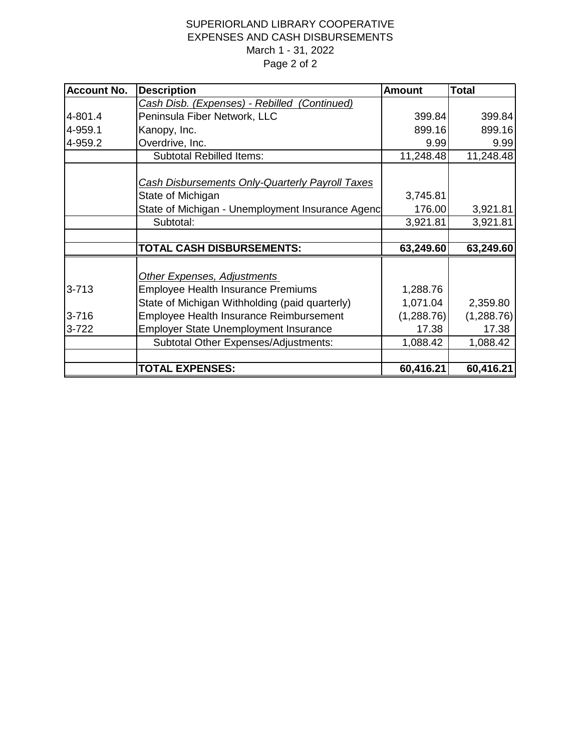SUPERIORLAND LIBRARY COOPERATIVE
EXPENSES AND CASH DISBURSEMENTS
March 1 - 31, 2022

| Account No. | Description | Amount | Total |
|---|---|---|---|
| | *Cash Disb. (Expenses) - Rebilled (Continued)* | | |
| 4-801.4 | Peninsula Fiber Network, LLC | 399.84 | 399.84 |
| 4-959.1 | Kanopy, Inc. | 899.16 | 899.16 |
| 4-959.2 | Overdrive, Inc. | 9.99 | 9.99 |
| | Subtotal Rebilled Items: | 11,248.48 | 11,248.48 |
| | *Cash Disbursements Only-Quarterly Payroll Taxes* | | |
| | State of Michigan | 3,745.81 | |
| | State of Michigan - Unemployment Insurance Agenc | 176.00 | 3,921.81 |
| | Subtotal: | 3,921.81 | 3,921.81 |
| | | | |
| | **TOTAL CASH DISBURSEMENTS:** | **63,249.60** | **63,249.60** |
| | *Other Expenses, Adjustments* | | |
| 3-713 | Employee Health Insurance Premiums | 1,288.76 | |
| | State of Michigan Withholding (paid quarterly) | 1,071.04 | 2,359.80 |
| 3-716 | Employee Health Insurance Reimbursement | (1,288.76) | (1,288.76) |
| 3-722 | Employer State Unemployment Insurance | 17.38 | 17.38 |
| | Subtotal Other Expenses/Adjustments: | 1,088.42 | 1,088.42 |
| | | | |
| | **TOTAL EXPENSES:** | **60,416.21** | **60,416.21** |